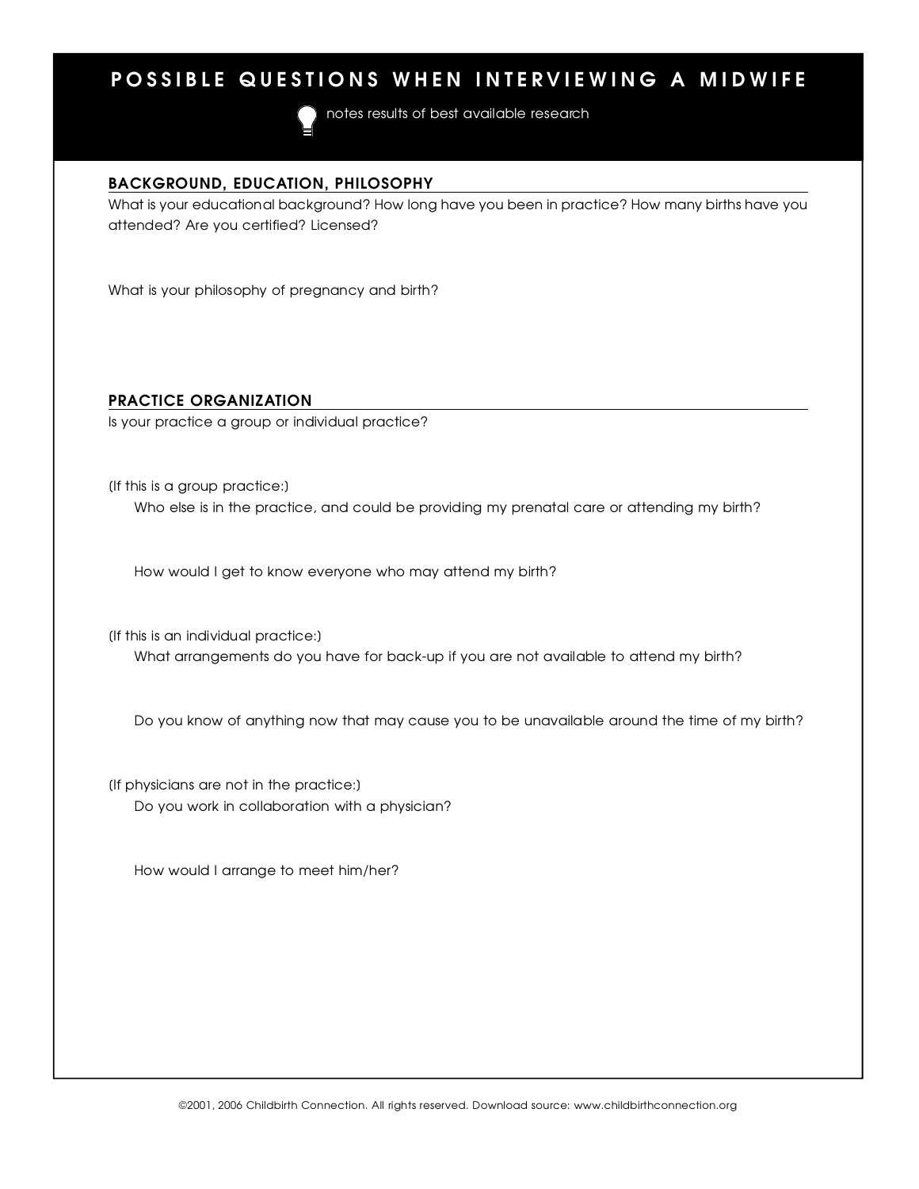# POSSIBLE QUESTIONS WHEN INTERVIEWING A MIDWIFE

notes results of best available research

## BACKGROUND, EDUCATION, PHILOSOPHY

What is your educational background? How long have you been in practice? How many births have you attended? Are you certified? Licensed?

What is your philosophy of pregnancy and birth?

## PRACTICE ORGANIZATION

Is your practice a group or individual practice?

(If this is a group practice:)

Who else is in the practice, and could be providing my prenatal care or attending my birth?

How would I get to know everyone who may attend my birth?

(If this is an individual practice:)

What arrangements do you have for back-up if you are not available to attend my birth?

Do you know of anything now that may cause you to be unavailable around the time of my birth?

(If physicians are not in the practice:)

Do you work in collaboration with a physician?

How would I arrange to meet him/her?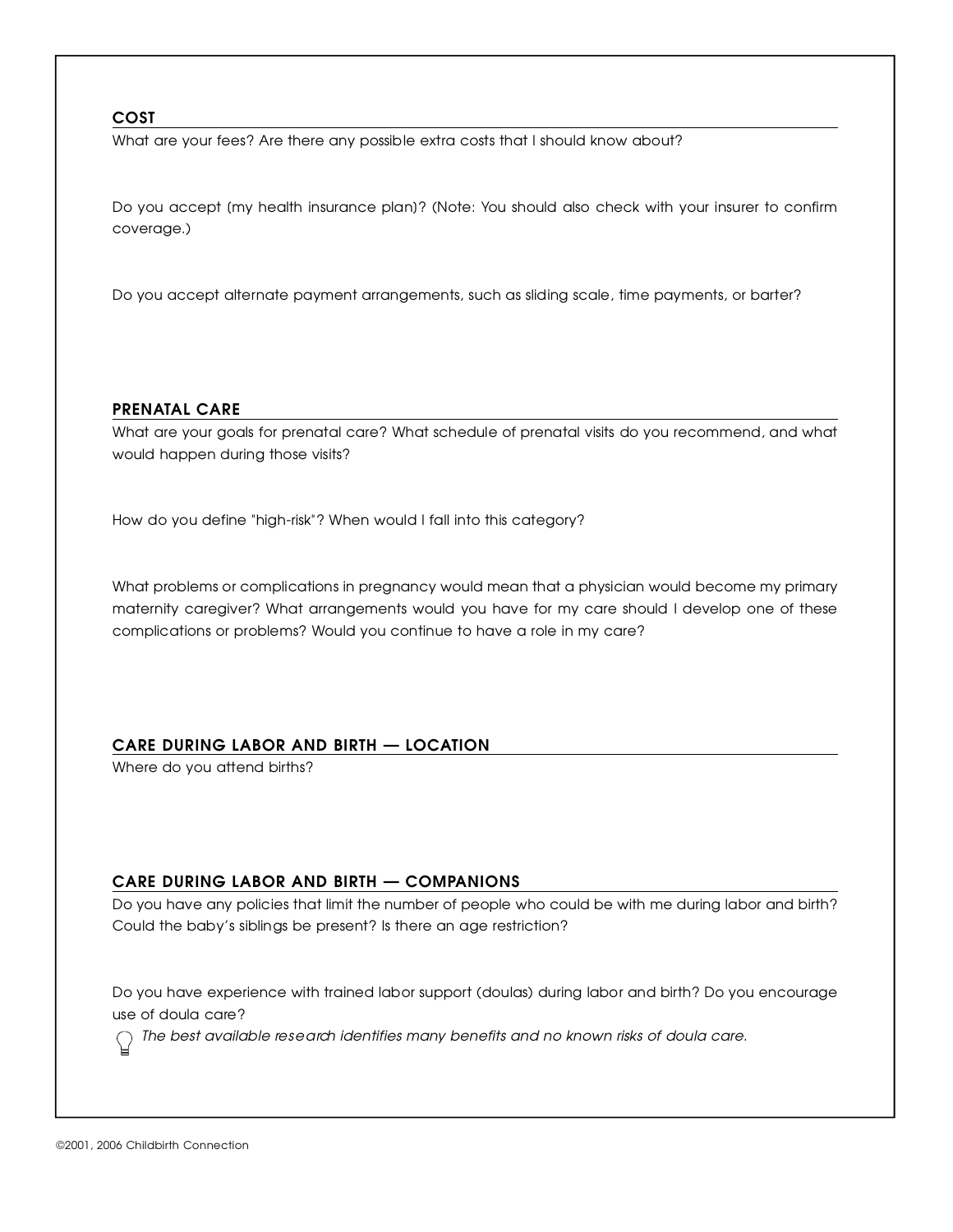## COST

What are your fees? Are there any possible extra costs that I should know about?

Do you accept (my health insurance plan)? (Note: You should also check with your insurer to confirm coverage.)

Do you accept alternate payment arrangements, such as sliding scale, time payments, or barter?

## PRENATAL CARE

What are your goals for prenatal care? What schedule of prenatal visits do you recommend, and what would happen during those visits?

How do you define "high-risk"? When would I fall into this category?

What problems or complications in pregnancy would mean that a physician would become my primary maternity caregiver? What arrangements would you have for my care should I develop one of these complications or problems? Would you continue to have a role in my care?

## CARE DURING LABOR AND BIRTH — LOCATION

Where do you attend births?

## CARE DURING LABOR AND BIRTH — COMPANIONS

Do you have any policies that limit the number of people who could be with me during labor and birth? Could the baby's siblings be present? Is there an age restriction?

Do you have experience with trained labor support (doulas) during labor and birth? Do you encourage use of doula care?

*The best available research identifies many benefits and no known risks of doula care.*

©2001, 2006 Childbirth Connection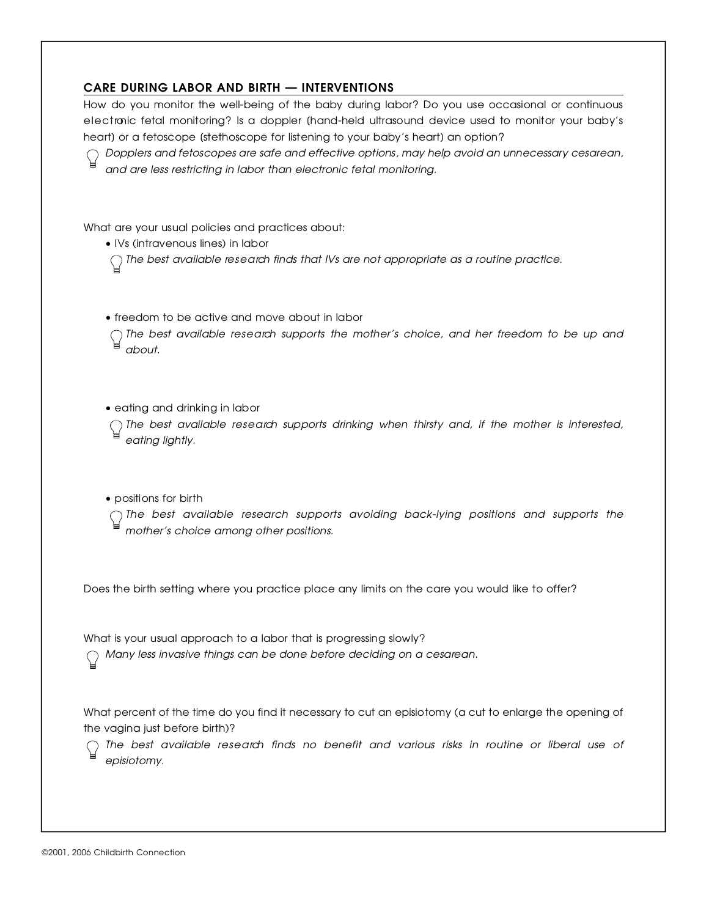## CARE DURING LABOR AND BIRTH — INTERVENTIONS

How do you monitor the well-being of the baby during labor? Do you use occasional or continuous electronic fetal monitoring? Is a doppler (hand-held ultrasound device used to monitor your baby's heart) or a fetoscope (stethoscope for listening to your baby's heart) an option?

*Dopplers and fetoscopes are safe and effective options, may help avoid an unnecessary cesarean, and are less restricting in labor than electronic fetal monitoring.*

What are your usual policies and practices about:

- IVs (intravenous lines) in labor

  *The best available research finds that IVs are not appropriate as a routine practice.*

- freedom to be active and move about in labor

  *The best available research supports the mother's choice, and her freedom to be up and about.*

- eating and drinking in labor

  *The best available research supports drinking when thirsty and, if the mother is interested, eating lightly.*

- positions for birth

  *The best available research supports avoiding back-lying positions and supports the mother's choice among other positions.*

Does the birth setting where you practice place any limits on the care you would like to offer?

What is your usual approach to a labor that is progressing slowly?

*Many less invasive things can be done before deciding on a cesarean.*

What percent of the time do you find it necessary to cut an episiotomy (a cut to enlarge the opening of the vagina just before birth)?

*The best available research finds no benefit and various risks in routine or liberal use of episiotomy.*

©2001, 2006 Childbirth Connection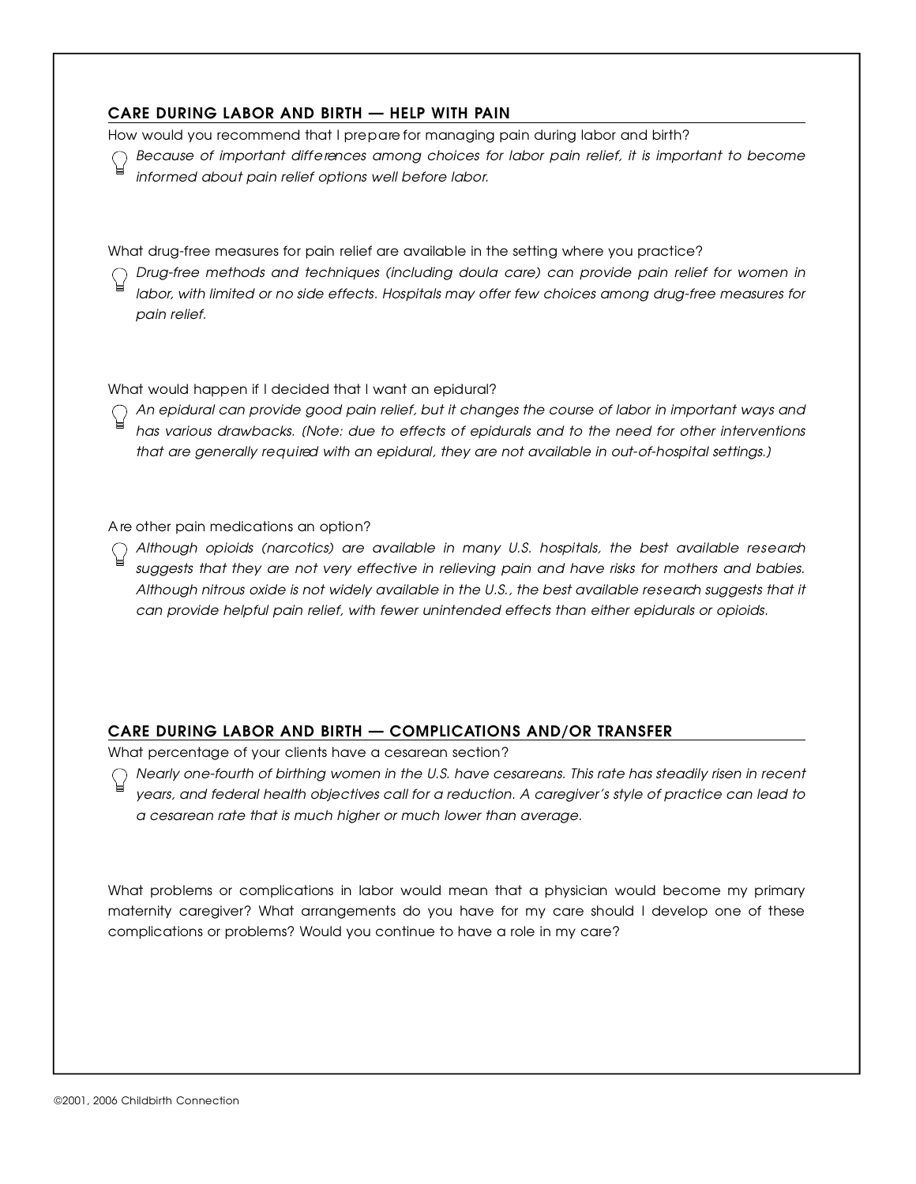## CARE DURING LABOR AND BIRTH — HELP WITH PAIN

How would you recommend that I prepare for managing pain during labor and birth?

*Because of important differences among choices for labor pain relief, it is important to become informed about pain relief options well before labor.*

What drug-free measures for pain relief are available in the setting where you practice?

*Drug-free methods and techniques (including doula care) can provide pain relief for women in labor, with limited or no side effects. Hospitals may offer few choices among drug-free measures for pain relief.*

What would happen if I decided that I want an epidural?

*An epidural can provide good pain relief, but it changes the course of labor in important ways and has various drawbacks. (Note: due to effects of epidurals and to the need for other interventions that are generally required with an epidural, they are not available in out-of-hospital settings.)*

Are other pain medications an option?

*Although opioids (narcotics) are available in many U.S. hospitals, the best available research suggests that they are not very effective in relieving pain and have risks for mothers and babies. Although nitrous oxide is not widely available in the U.S., the best available research suggests that it can provide helpful pain relief, with fewer unintended effects than either epidurals or opioids.*

## CARE DURING LABOR AND BIRTH — COMPLICATIONS AND/OR TRANSFER

What percentage of your clients have a cesarean section?

*Nearly one-fourth of birthing women in the U.S. have cesareans. This rate has steadily risen in recent years, and federal health objectives call for a reduction. A caregiver's style of practice can lead to a cesarean rate that is much higher or much lower than average.*

What problems or complications in labor would mean that a physician would become my primary maternity caregiver? What arrangements do you have for my care should I develop one of these complications or problems? Would you continue to have a role in my care?

©2001, 2006 Childbirth Connection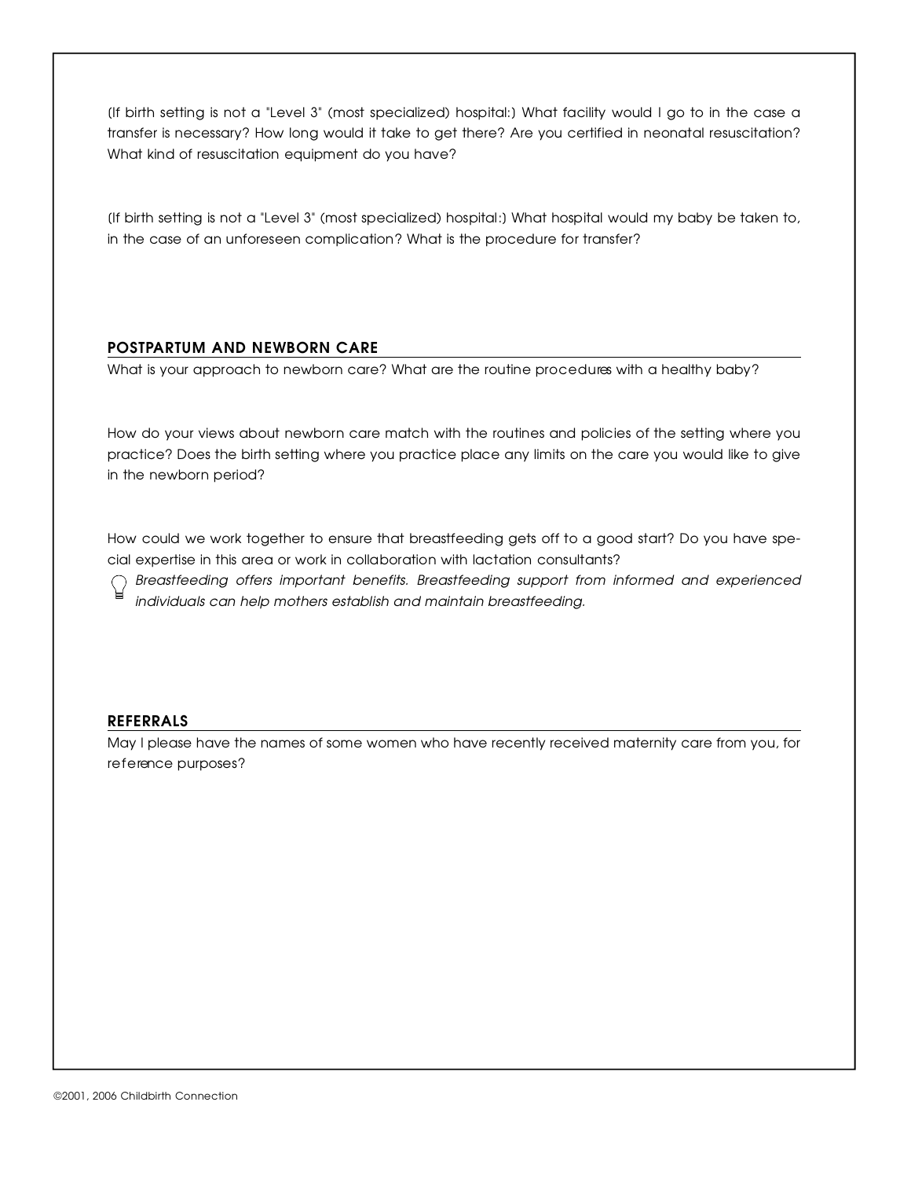(If birth setting is not a "Level 3" (most specialized) hospital:) What facility would I go to in the case a transfer is necessary? How long would it take to get there? Are you certified in neonatal resuscitation? What kind of resuscitation equipment do you have?

(If birth setting is not a "Level 3" (most specialized) hospital:) What hospital would my baby be taken to, in the case of an unforeseen complication? What is the procedure for transfer?

## POSTPARTUM AND NEWBORN CARE

What is your approach to newborn care? What are the routine procedures with a healthy baby?

How do your views about newborn care match with the routines and policies of the setting where you practice? Does the birth setting where you practice place any limits on the care you would like to give in the newborn period?

How could we work together to ensure that breastfeeding gets off to a good start? Do you have special expertise in this area or work in collaboration with lactation consultants?

*Breastfeeding offers important benefits. Breastfeeding support from informed and experienced individuals can help mothers establish and maintain breastfeeding.*

## REFERRALS

May I please have the names of some women who have recently received maternity care from you, for reference purposes?

©2001, 2006 Childbirth Connection